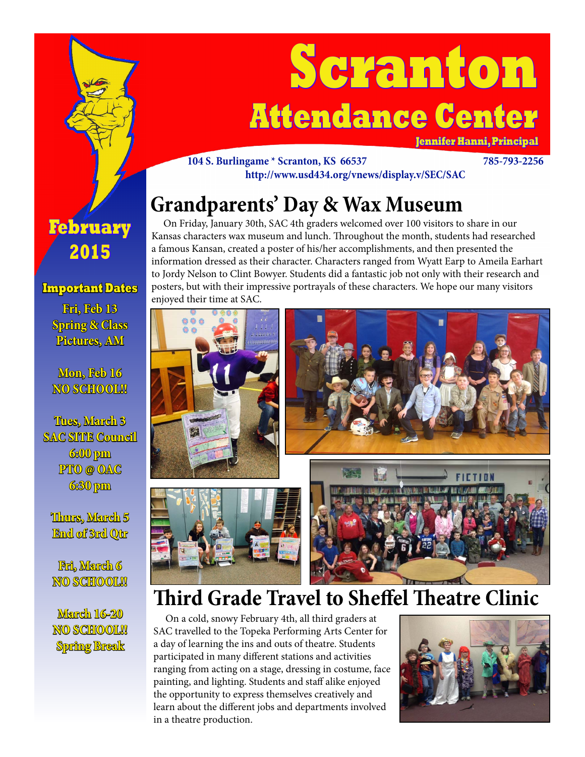# Scranton Attendance Center

**Jennifer Hanni, Principal**

104 S. Burlingame * Scranton, KS 66537 785-793-2256

http://www.usd434.org/vnews/display.v/SEC/SAC

**February 2015**

### Important Dates

**Fri, Feb 13**
Spring & Class Pictures, AM

**Mon, Feb 16**
NO SCHOOL!!

**Tues, March 3**
SAC SITE Council 6:00 pm
PTO @ OAC 6:30 pm

**Thurs, March 5**
End of 3rd Qtr

**Fri, March 6**
NO SCHOOL!!

**March 16-20**
NO SCHOOL!!
Spring Break

## Grandparents' Day & Wax Museum

On Friday, January 30th, SAC 4th graders welcomed over 100 visitors to share in our Kansas characters wax museum and lunch. Throughout the month, students had researched a famous Kansan, created a poster of his/her accomplishments, and then presented the information dressed as their character. Characters ranged from Wyatt Earp to Ameila Earhart to Jordy Nelson to Clint Bowyer. Students did a fantastic job not only with their research and posters, but with their impressive portrayals of these characters. We hope our many visitors enjoyed their time at SAC.

## Third Grade Travel to Sheffel Theatre Clinic

On a cold, snowy February 4th, all third graders at SAC travelled to the Topeka Performing Arts Center for a day of learning the ins and outs of theatre. Students participated in many different stations and activities ranging from acting on a stage, dressing in costume, face painting, and lighting. Students and staff alike enjoyed the opportunity to express themselves creatively and learn about the different jobs and departments involved in a theatre production.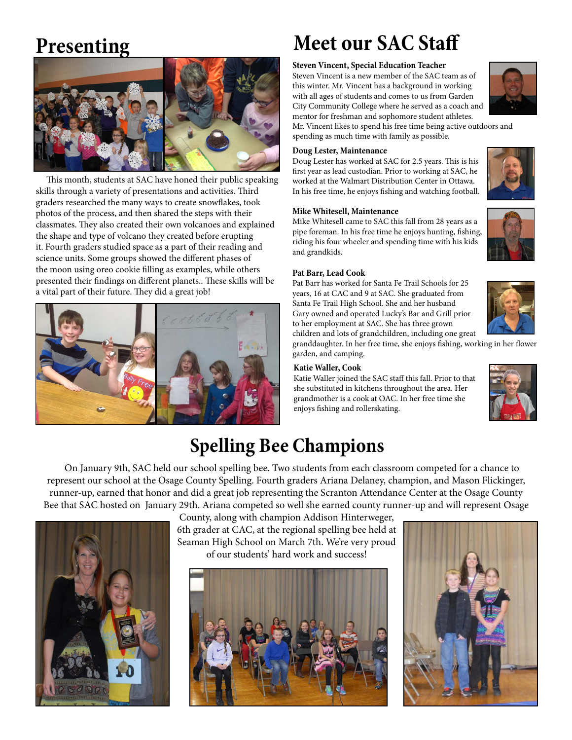# Presenting

This month, students at SAC have honed their public speaking skills through a variety of presentations and activities. Third graders researched the many ways to create snowflakes, took photos of the process, and then shared the steps with their classmates. They also created their own volcanoes and explained the shape and type of volcano they created before erupting it. Fourth graders studied space as a part of their reading and science units. Some groups showed the different phases of the moon using oreo cookie filling as examples, while others presented their findings on different planets.. These skills will be a vital part of their future. They did a great job!

# Meet our SAC Staff

**Steven Vincent, Special Education Teacher**

Steven Vincent is a new member of the SAC team as of this winter. Mr. Vincent has a background in working with all ages of students and comes to us from Garden City Community College where he served as a coach and mentor for freshman and sophomore student athletes. Mr. Vincent likes to spend his free time being active outdoors and spending as much time with family as possible.

**Doug Lester, Maintenance**

Doug Lester has worked at SAC for 2.5 years. This is his first year as lead custodian. Prior to working at SAC, he worked at the Walmart Distribution Center in Ottawa. In his free time, he enjoys fishing and watching football.

**Mike Whitesell, Maintenance**

Mike Whitesell came to SAC this fall from 28 years as a pipe foreman. In his free time he enjoys hunting, fishing, riding his four wheeler and spending time with his kids and grandkids.

**Pat Barr, Lead Cook**

Pat Barr has worked for Santa Fe Trail Schools for 25 years, 16 at CAC and 9 at SAC. She graduated from Santa Fe Trail High School. She and her husband Gary owned and operated Lucky's Bar and Grill prior to her employment at SAC. She has three grown children and lots of grandchildren, including one great granddaughter. In her free time, she enjoys fishing, working in her flower garden, and camping.

**Katie Waller, Cook**

Katie Waller joined the SAC staff this fall. Prior to that she substituted in kitchens throughout the area. Her grandmother is a cook at OAC. In her free time she enjoys fishing and rollerskating.

# Spelling Bee Champions

On January 9th, SAC held our school spelling bee. Two students from each classroom competed for a chance to represent our school at the Osage County Spelling. Fourth graders Ariana Delaney, champion, and Mason Flickinger, runner-up, earned that honor and did a great job representing the Scranton Attendance Center at the Osage County Bee that SAC hosted on January 29th. Ariana competed so well she earned county runner-up and will represent Osage County, along with champion Addison Hinterweger, 6th grader at CAC, at the regional spelling bee held at Seaman High School on March 7th. We're very proud of our students' hard work and success!